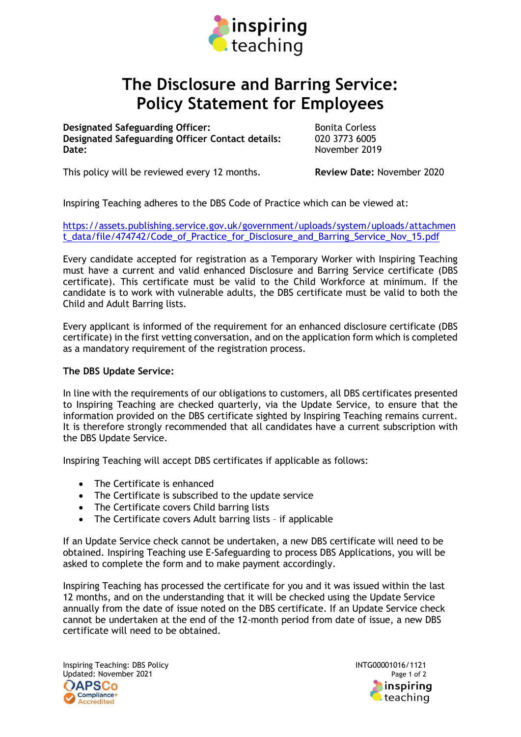# The Disclosure and Barring Service: Policy Statement for Employees

**Designated Safeguarding Officer:** Bonita Corless
**Designated Safeguarding Officer Contact details:** 020 3773 6005
**Date:** November 2019

This policy will be reviewed every 12 months. **Review Date:** November 2020

Inspiring Teaching adheres to the DBS Code of Practice which can be viewed at:

https://assets.publishing.service.gov.uk/government/uploads/system/uploads/attachment_data/file/474742/Code_of_Practice_for_Disclosure_and_Barring_Service_Nov_15.pdf

Every candidate accepted for registration as a Temporary Worker with Inspiring Teaching must have a current and valid enhanced Disclosure and Barring Service certificate (DBS certificate). This certificate must be valid to the Child Workforce at minimum. If the candidate is to work with vulnerable adults, the DBS certificate must be valid to both the Child and Adult Barring lists.

Every applicant is informed of the requirement for an enhanced disclosure certificate (DBS certificate) in the first vetting conversation, and on the application form which is completed as a mandatory requirement of the registration process.

**The DBS Update Service:**

In line with the requirements of our obligations to customers, all DBS certificates presented to Inspiring Teaching are checked quarterly, via the Update Service, to ensure that the information provided on the DBS certificate sighted by Inspiring Teaching remains current. It is therefore strongly recommended that all candidates have a current subscription with the DBS Update Service.

Inspiring Teaching will accept DBS certificates if applicable as follows:

- The Certificate is enhanced
- The Certificate is subscribed to the update service
- The Certificate covers Child barring lists
- The Certificate covers Adult barring lists – if applicable

If an Update Service check cannot be undertaken, a new DBS certificate will need to be obtained. Inspiring Teaching use E-Safeguarding to process DBS Applications, you will be asked to complete the form and to make payment accordingly.

Inspiring Teaching has processed the certificate for you and it was issued within the last 12 months, and on the understanding that it will be checked using the Update Service annually from the date of issue noted on the DBS certificate. If an Update Service check cannot be undertaken at the end of the 12-month period from date of issue, a new DBS certificate will need to be obtained.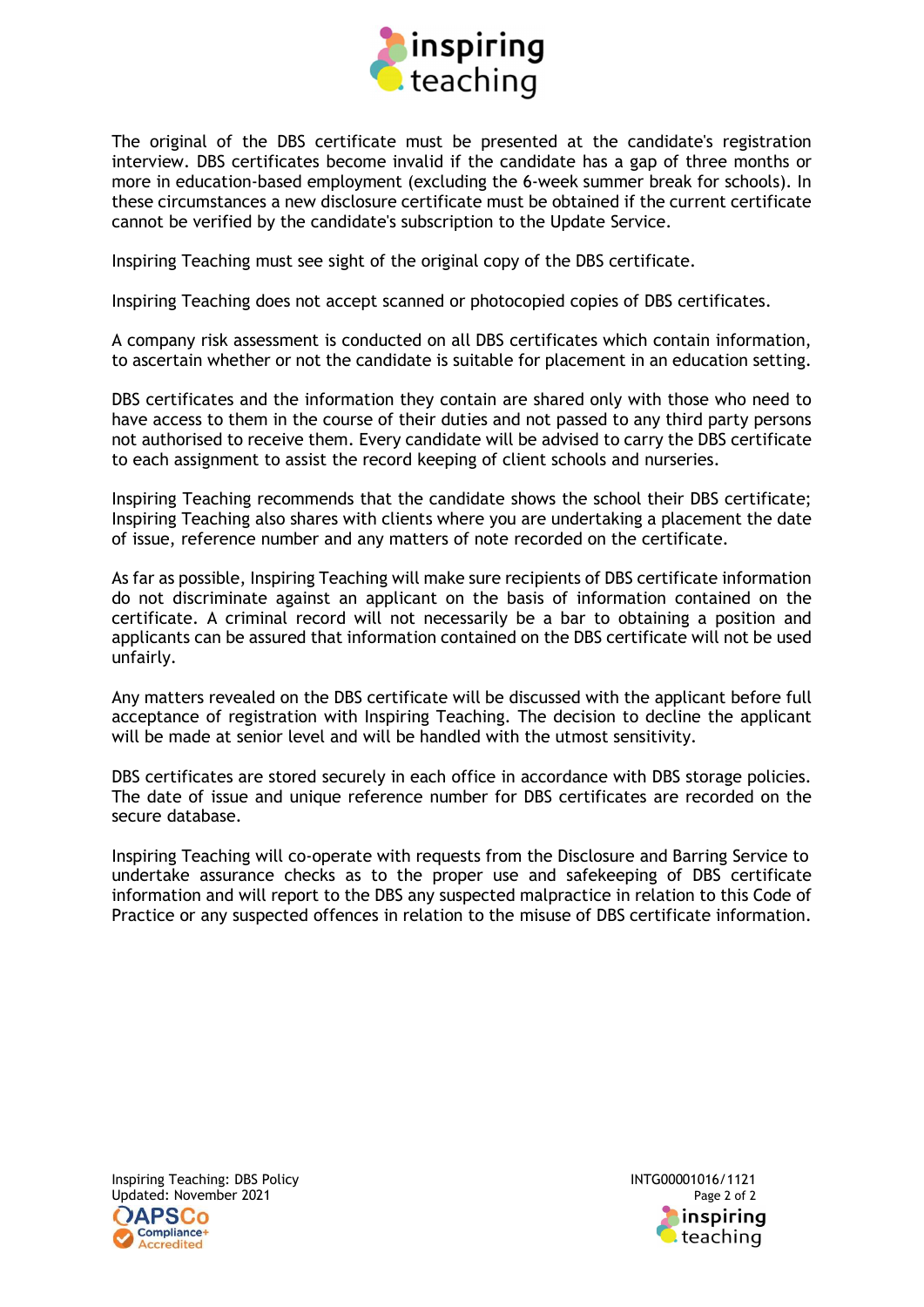The original of the DBS certificate must be presented at the candidate's registration interview. DBS certificates become invalid if the candidate has a gap of three months or more in education-based employment (excluding the 6-week summer break for schools). In these circumstances a new disclosure certificate must be obtained if the current certificate cannot be verified by the candidate's subscription to the Update Service.

Inspiring Teaching must see sight of the original copy of the DBS certificate.

Inspiring Teaching does not accept scanned or photocopied copies of DBS certificates.

A company risk assessment is conducted on all DBS certificates which contain information, to ascertain whether or not the candidate is suitable for placement in an education setting.

DBS certificates and the information they contain are shared only with those who need to have access to them in the course of their duties and not passed to any third party persons not authorised to receive them. Every candidate will be advised to carry the DBS certificate to each assignment to assist the record keeping of client schools and nurseries.

Inspiring Teaching recommends that the candidate shows the school their DBS certificate; Inspiring Teaching also shares with clients where you are undertaking a placement the date of issue, reference number and any matters of note recorded on the certificate.

As far as possible, Inspiring Teaching will make sure recipients of DBS certificate information do not discriminate against an applicant on the basis of information contained on the certificate. A criminal record will not necessarily be a bar to obtaining a position and applicants can be assured that information contained on the DBS certificate will not be used unfairly.

Any matters revealed on the DBS certificate will be discussed with the applicant before full acceptance of registration with Inspiring Teaching. The decision to decline the applicant will be made at senior level and will be handled with the utmost sensitivity.

DBS certificates are stored securely in each office in accordance with DBS storage policies. The date of issue and unique reference number for DBS certificates are recorded on the secure database.

Inspiring Teaching will co-operate with requests from the Disclosure and Barring Service to undertake assurance checks as to the proper use and safekeeping of DBS certificate information and will report to the DBS any suspected malpractice in relation to this Code of Practice or any suspected offences in relation to the misuse of DBS certificate information.